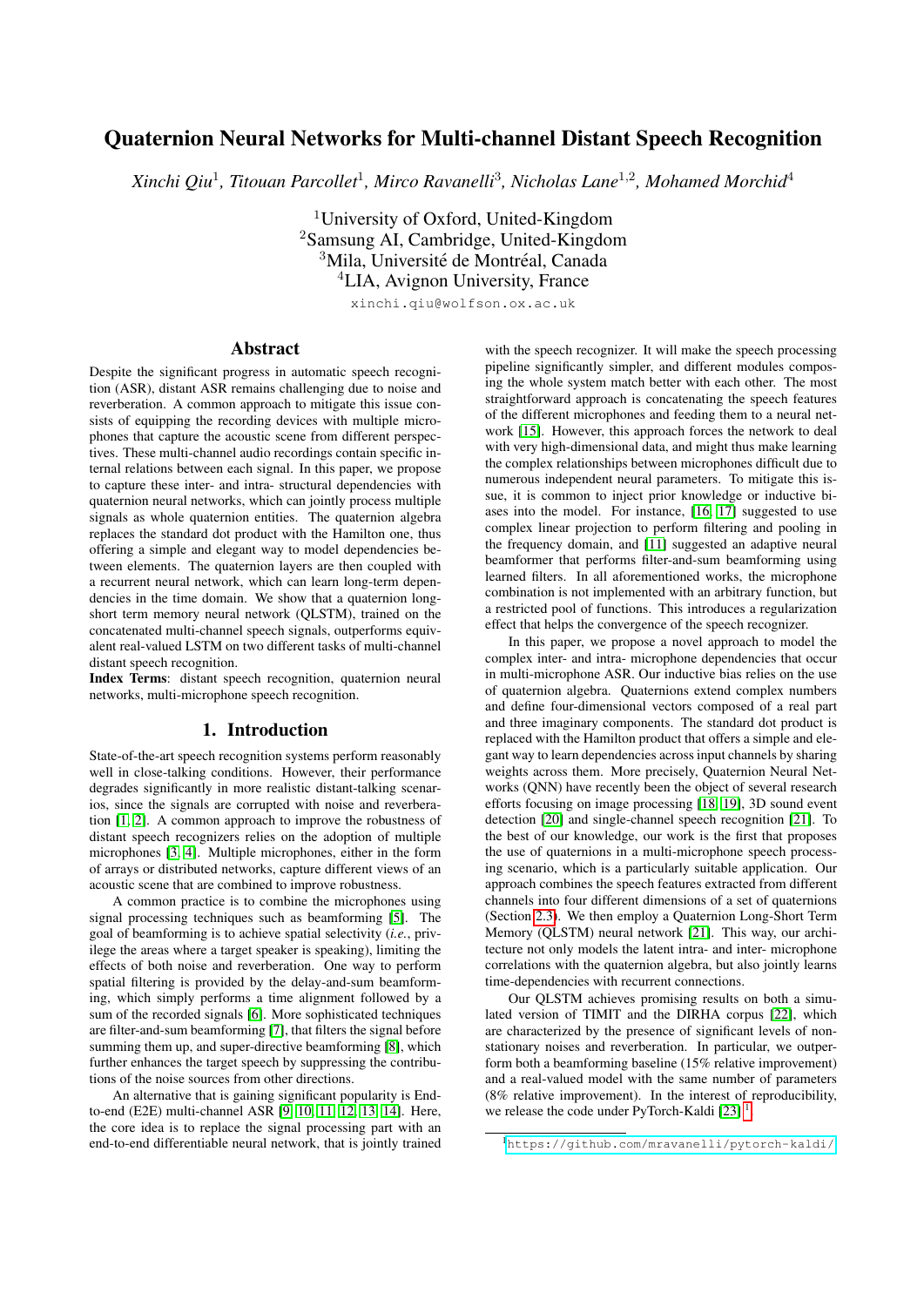# Quaternion Neural Networks for Multi-channel Distant Speech Recognition

*Xinchi Qiu*[1], *Titouan Parcollet*[1], *Mirco Ravanelli*[3], *Nicholas Lane*[1,2], *Mohamed Morchid*[4]

[1]University of Oxford, United-Kingdom
[2]Samsung AI, Cambridge, United-Kingdom
[3]Mila, Université de Montréal, Canada
[4]LIA, Avignon University, France

xinchi.qiu@wolfson.ox.ac.uk

## Abstract

Despite the significant progress in automatic speech recognition (ASR), distant ASR remains challenging due to noise and reverberation. A common approach to mitigate this issue consists of equipping the recording devices with multiple microphones that capture the acoustic scene from different perspectives. These multi-channel audio recordings contain specific internal relations between each signal. In this paper, we propose to capture these inter- and intra- structural dependencies with quaternion neural networks, which can jointly process multiple signals as whole quaternion entities. The quaternion algebra replaces the standard dot product with the Hamilton one, thus offering a simple and elegant way to model dependencies between elements. The quaternion layers are then coupled with a recurrent neural network, which can learn long-term dependencies in the time domain. We show that a quaternion long-short term memory neural network (QLSTM), trained on the concatenated multi-channel speech signals, outperforms equivalent real-valued LSTM on two different tasks of multi-channel distant speech recognition.

**Index Terms**: distant speech recognition, quaternion neural networks, multi-microphone speech recognition.

## 1. Introduction

State-of-the-art speech recognition systems perform reasonably well in close-talking conditions. However, their performance degrades significantly in more realistic distant-talking scenarios, since the signals are corrupted with noise and reverberation [1, 2]. A common approach to improve the robustness of distant speech recognizers relies on the adoption of multiple microphones [3, 4]. Multiple microphones, either in the form of arrays or distributed networks, capture different views of an acoustic scene that are combined to improve robustness.

A common practice is to combine the microphones using signal processing techniques such as beamforming [5]. The goal of beamforming is to achieve spatial selectivity (*i.e.*, privilege the areas where a target speaker is speaking), limiting the effects of both noise and reverberation. One way to perform spatial filtering is provided by the delay-and-sum beamforming, which simply performs a time alignment followed by a sum of the recorded signals [6]. More sophisticated techniques are filter-and-sum beamforming [7], that filters the signal before summing them up, and super-directive beamforming [8], which further enhances the target speech by suppressing the contributions of the noise sources from other directions.

An alternative that is gaining significant popularity is End-to-end (E2E) multi-channel ASR [9, 10, 11, 12, 13, 14]. Here, the core idea is to replace the signal processing part with an end-to-end differentiable neural network, that is jointly trained with the speech recognizer. It will make the speech processing pipeline significantly simpler, and different modules composing the whole system match better with each other. The most straightforward approach is concatenating the speech features of the different microphones and feeding them to a neural network [15]. However, this approach forces the network to deal with very high-dimensional data, and might thus make learning the complex relationships between microphones difficult due to numerous independent neural parameters. To mitigate this issue, it is common to inject prior knowledge or inductive biases into the model. For instance, [16, 17] suggested to use complex linear projection to perform filtering and pooling in the frequency domain, and [11] suggested an adaptive neural beamformer that performs filter-and-sum beamforming using learned filters. In all aforementioned works, the microphone combination is not implemented with an arbitrary function, but a restricted pool of functions. This introduces a regularization effect that helps the convergence of the speech recognizer.

In this paper, we propose a novel approach to model the complex inter- and intra- microphone dependencies that occur in multi-microphone ASR. Our inductive bias relies on the use of quaternion algebra. Quaternions extend complex numbers and define four-dimensional vectors composed of a real part and three imaginary components. The standard dot product is replaced with the Hamilton product that offers a simple and elegant way to learn dependencies across input channels by sharing weights across them. More precisely, Quaternion Neural Networks (QNN) have recently been the object of several research efforts focusing on image processing [18, 19], 3D sound event detection [20] and single-channel speech recognition [21]. To the best of our knowledge, our work is the first that proposes the use of quaternions in a multi-microphone speech processing scenario, which is a particularly suitable application. Our approach combines the speech features extracted from different channels into four different dimensions of a set of quaternions (Section 2.3). We then employ a Quaternion Long-Short Term Memory (QLSTM) neural network [21]. This way, our architecture not only models the latent intra- and inter- microphone correlations with the quaternion algebra, but also jointly learns time-dependencies with recurrent connections.

Our QLSTM achieves promising results on both a simulated version of TIMIT and the DIRHA corpus [22], which are characterized by the presence of significant levels of non-stationary noises and reverberation. In particular, we outperform both a beamforming baseline (15% relative improvement) and a real-valued model with the same number of parameters (8% relative improvement). In the interest of reproducibility, we release the code under PyTorch-Kaldi [23] [1].

[1] https://github.com/mravanelli/pytorch-kaldi/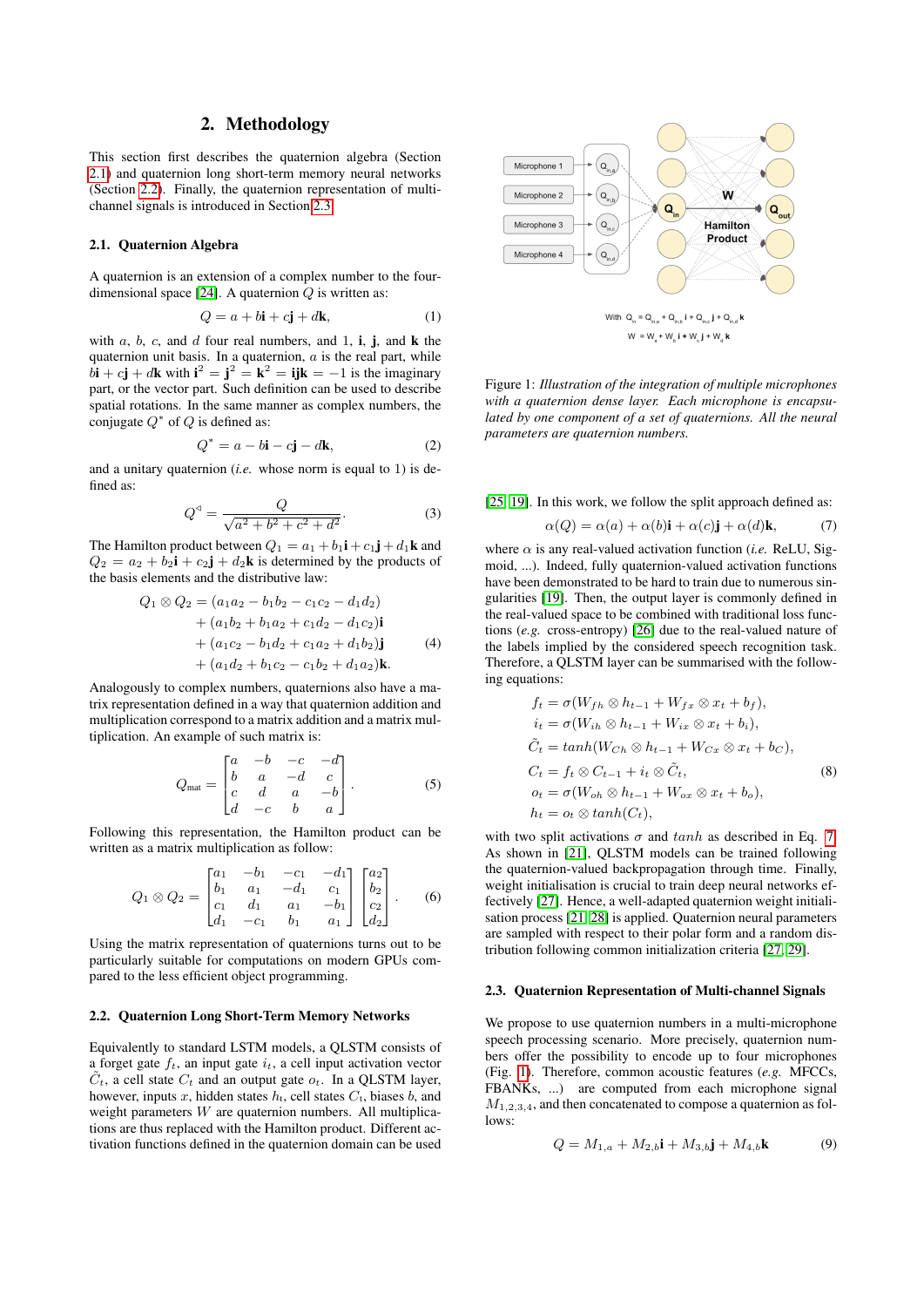## 2. Methodology

This section first describes the quaternion algebra (Section 2.1) and quaternion long short-term memory neural networks (Section 2.2). Finally, the quaternion representation of multi-channel signals is introduced in Section 2.3.

### 2.1. Quaternion Algebra

A quaternion is an extension of a complex number to the four-dimensional space [24]. A quaternion $Q$ is written as:

$$Q = a + b\mathbf{i} + c\mathbf{j} + d\mathbf{k}, \tag{1}$$

with $a$, $b$, $c$, and $d$ four real numbers, and 1, $\mathbf{i}$, $\mathbf{j}$, and $\mathbf{k}$ the quaternion unit basis. In a quaternion, $a$ is the real part, while $b\mathbf{i} + c\mathbf{j} + d\mathbf{k}$ with $\mathbf{i}^2 = \mathbf{j}^2 = \mathbf{k}^2 = \mathbf{ijk} = -1$ is the imaginary part, or the vector part. Such definition can be used to describe spatial rotations. In the same manner as complex numbers, the conjugate $Q^*$ of $Q$ is defined as:

$$Q^* = a - b\mathbf{i} - c\mathbf{j} - d\mathbf{k}, \tag{2}$$

and a unitary quaternion (*i.e.* whose norm is equal to 1) is defined as:

$$Q^{\triangleleft} = \frac{Q}{\sqrt{a^2 + b^2 + c^2 + d^2}}. \tag{3}$$

The Hamilton product between $Q_1 = a_1 + b_1\mathbf{i} + c_1\mathbf{j} + d_1\mathbf{k}$ and $Q_2 = a_2 + b_2\mathbf{i} + c_2\mathbf{j} + d_2\mathbf{k}$ is determined by the products of the basis elements and the distributive law:

$$\begin{aligned} Q_1 \otimes Q_2 = & (a_1a_2 - b_1b_2 - c_1c_2 - d_1d_2) \\ & + (a_1b_2 + b_1a_2 + c_1d_2 - d_1c_2)\mathbf{i} \\ & + (a_1c_2 - b_1d_2 + c_1a_2 + d_1b_2)\mathbf{j} \\ & + (a_1d_2 + b_1c_2 - c_1b_2 + d_1a_2)\mathbf{k}. \end{aligned} \tag{4}$$

Analogously to complex numbers, quaternions also have a matrix representation defined in a way that quaternion addition and multiplication correspond to a matrix addition and a matrix multiplication. An example of such matrix is:

$$Q_{\text{mat}} = \begin{bmatrix} a & -b & -c & -d \\ b & a & -d & c \\ c & d & a & -b \\ d & -c & b & a \end{bmatrix}. \tag{5}$$

Following this representation, the Hamilton product can be written as a matrix multiplication as follow:

$$Q_1 \otimes Q_2 = \begin{bmatrix} a_1 & -b_1 & -c_1 & -d_1 \\ b_1 & a_1 & -d_1 & c_1 \\ c_1 & d_1 & a_1 & -b_1 \\ d_1 & -c_1 & b_1 & a_1 \end{bmatrix} \begin{bmatrix} a_2 \\ b_2 \\ c_2 \\ d_2 \end{bmatrix}. \tag{6}$$

Using the matrix representation of quaternions turns out to be particularly suitable for computations on modern GPUs compared to the less efficient object programming.

### 2.2. Quaternion Long Short-Term Memory Networks

Equivalently to standard LSTM models, a QLSTM consists of a forget gate $f_t$, an input gate $i_t$, a cell input activation vector $\tilde{C}_t$, a cell state $C_t$ and an output gate $o_t$. In a QLSTM layer, however, inputs $x$, hidden states $h_t$, cell states $C_t$, biases $b$, and weight parameters $W$ are quaternion numbers. All multiplications are thus replaced with the Hamilton product. Different activation functions defined in the quaternion domain can be used [25, 19]. In this work, we follow the split approach defined as:

$$\alpha(Q) = \alpha(a) + \alpha(b)\mathbf{i} + \alpha(c)\mathbf{j} + \alpha(d)\mathbf{k}, \tag{7}$$

where $\alpha$ is any real-valued activation function (*i.e.* ReLU, Sigmoid, ...). Indeed, fully quaternion-valued activation functions have been demonstrated to be hard to train due to numerous singularities [19]. Then, the output layer is commonly defined in the real-valued space to be combined with traditional loss functions (*e.g.* cross-entropy) [26] due to the real-valued nature of the labels implied by the considered speech recognition task. Therefore, a QLSTM layer can be summarised with the following equations:

$$\begin{aligned} f_t &= \sigma(W_{fh} \otimes h_{t-1} + W_{fx} \otimes x_t + b_f), \\ i_t &= \sigma(W_{ih} \otimes h_{t-1} + W_{ix} \otimes x_t + b_i), \\ \tilde{C}_t &= tanh(W_{Ch} \otimes h_{t-1} + W_{Cx} \otimes x_t + b_C), \\ C_t &= f_t \otimes C_{t-1} + i_t \otimes \tilde{C}_t, \\ o_t &= \sigma(W_{oh} \otimes h_{t-1} + W_{ox} \otimes x_t + b_o), \\ h_t &= o_t \otimes tanh(C_t), \end{aligned} \tag{8}$$

with two split activations $\sigma$ and $tanh$ as described in Eq. 7. As shown in [21], QLSTM models can be trained following the quaternion-valued backpropagation through time. Finally, weight initialisation is crucial to train deep neural networks effectively [27]. Hence, a well-adapted quaternion weight initialisation process [21, 28] is applied. Quaternion neural parameters are sampled with respect to their polar form and a random distribution following common initialization criteria [27, 29].

Figure 1: *Illustration of the integration of multiple microphones with a quaternion dense layer. Each microphone is encapsulated by one component of a set of quaternions. All the neural parameters are quaternion numbers.*

### 2.3. Quaternion Representation of Multi-channel Signals

We propose to use quaternion numbers in a multi-microphone speech processing scenario. More precisely, quaternion numbers offer the possibility to encode up to four microphones (Fig. 1). Therefore, common acoustic features (*e.g.* MFCCs, FBANKs, ...) are computed from each microphone signal $M_{1,2,3,4}$, and then concatenated to compose a quaternion as follows:

$$Q = M_{1,a} + M_{2,b}\mathbf{i} + M_{3,b}\mathbf{j} + M_{4,b}\mathbf{k} \tag{9}$$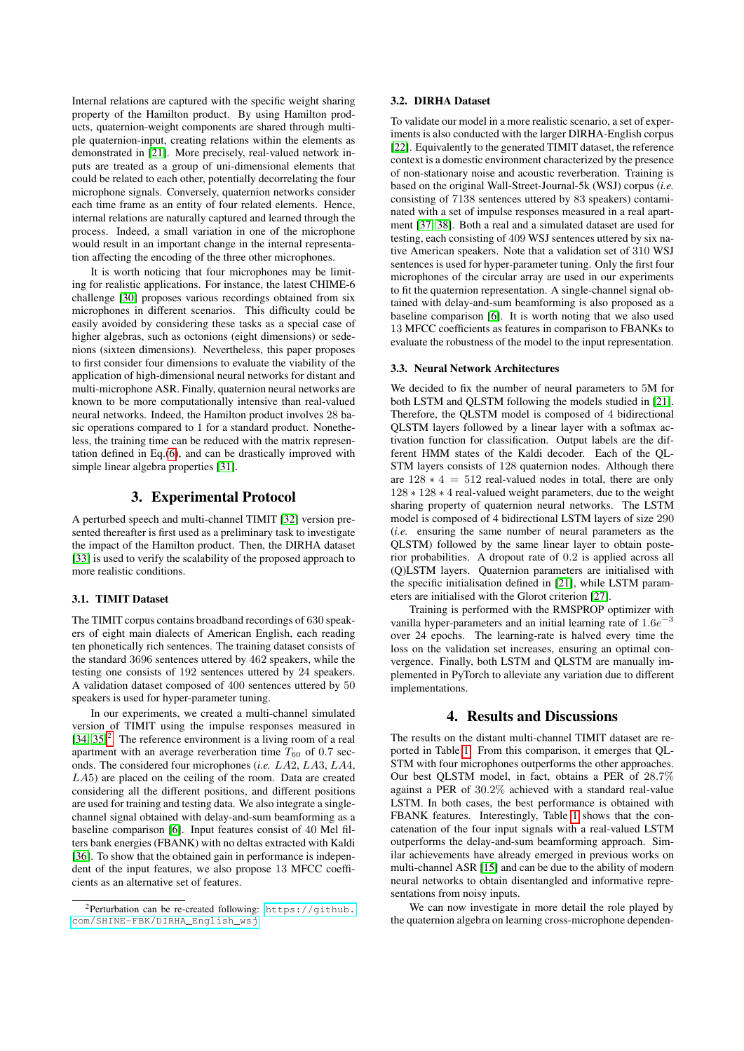Internal relations are captured with the specific weight sharing property of the Hamilton product. By using Hamilton products, quaternion-weight components are shared through multiple quaternion-input, creating relations within the elements as demonstrated in [21]. More precisely, real-valued network inputs are treated as a group of uni-dimensional elements that could be related to each other, potentially decorrelating the four microphone signals. Conversely, quaternion networks consider each time frame as an entity of four related elements. Hence, internal relations are naturally captured and learned through the process. Indeed, a small variation in one of the microphone would result in an important change in the internal representation affecting the encoding of the three other microphones.

It is worth noticing that four microphones may be limiting for realistic applications. For instance, the latest CHIME-6 challenge [30] proposes various recordings obtained from six microphones in different scenarios. This difficulty could be easily avoided by considering these tasks as a special case of higher algebras, such as octonions (eight dimensions) or sedenions (sixteen dimensions). Nevertheless, this paper proposes to first consider four dimensions to evaluate the viability of the application of high-dimensional neural networks for distant and multi-microphone ASR. Finally, quaternion neural networks are known to be more computationally intensive than real-valued neural networks. Indeed, the Hamilton product involves 28 basic operations compared to 1 for a standard product. Nonetheless, the training time can be reduced with the matrix representation defined in Eq.(6), and can be drastically improved with simple linear algebra properties [31].

## 3. Experimental Protocol

A perturbed speech and multi-channel TIMIT [32] version presented thereafter is first used as a preliminary task to investigate the impact of the Hamilton product. Then, the DIRHA dataset [33] is used to verify the scalability of the proposed approach to more realistic conditions.

### 3.1. TIMIT Dataset

The TIMIT corpus contains broadband recordings of 630 speakers of eight main dialects of American English, each reading ten phonetically rich sentences. The training dataset consists of the standard 3696 sentences uttered by 462 speakers, while the testing one consists of 192 sentences uttered by 24 speakers. A validation dataset composed of 400 sentences uttered by 50 speakers is used for hyper-parameter tuning.

In our experiments, we created a multi-channel simulated version of TIMIT using the impulse responses measured in [34, 35][2]. The reference environment is a living room of a real apartment with an average reverberation time $T_{60}$ of 0.7 seconds. The considered four microphones (*i.e.* $LA2$, $LA3$, $LA4$, $LA5$) are placed on the ceiling of the room. Data are created considering all the different positions, and different positions are used for training and testing data. We also integrate a single-channel signal obtained with delay-and-sum beamforming as a baseline comparison [6]. Input features consist of 40 Mel filters bank energies (FBANK) with no deltas extracted with Kaldi [36]. To show that the obtained gain in performance is independent of the input features, we also propose 13 MFCC coefficients as an alternative set of features.

[2] Perturbation can be re-created following: `https://github.com/SHINE-FBK/DIRHA_English_wsj`

### 3.2. DIRHA Dataset

To validate our model in a more realistic scenario, a set of experiments is also conducted with the larger DIRHA-English corpus [22]. Equivalently to the generated TIMIT dataset, the reference context is a domestic environment characterized by the presence of non-stationary noise and acoustic reverberation. Training is based on the original Wall-Street-Journal-5k (WSJ) corpus (*i.e.* consisting of 7138 sentences uttered by 83 speakers) contaminated with a set of impulse responses measured in a real apartment [37, 38]. Both a real and a simulated dataset are used for testing, each consisting of 409 WSJ sentences uttered by six native American speakers. Note that a validation set of 310 WSJ sentences is used for hyper-parameter tuning. Only the first four microphones of the circular array are used in our experiments to fit the quaternion representation. A single-channel signal obtained with delay-and-sum beamforming is also proposed as a baseline comparison [6]. It is worth noting that we also used 13 MFCC coefficients as features in comparison to FBANKs to evaluate the robustness of the model to the input representation.

### 3.3. Neural Network Architectures

We decided to fix the number of neural parameters to 5M for both LSTM and QLSTM following the models studied in [21]. Therefore, the QLSTM model is composed of 4 bidirectional QLSTM layers followed by a linear layer with a softmax activation function for classification. Output labels are the different HMM states of the Kaldi decoder. Each of the QLSTM layers consists of 128 quaternion nodes. Although there are $128 * 4 = 512$ real-valued nodes in total, there are only $128 * 128 * 4$ real-valued weight parameters, due to the weight sharing property of quaternion neural networks. The LSTM model is composed of 4 bidirectional LSTM layers of size 290 (*i.e.* ensuring the same number of neural parameters as the QLSTM) followed by the same linear layer to obtain posterior probabilities. A dropout rate of 0.2 is applied across all (Q)LSTM layers. Quaternion parameters are initialised with the specific initialisation defined in [21], while LSTM parameters are initialised with the Glorot criterion [27].

Training is performed with the RMSPROP optimizer with vanilla hyper-parameters and an initial learning rate of $1.6e^{-3}$ over 24 epochs. The learning-rate is halved every time the loss on the validation set increases, ensuring an optimal convergence. Finally, both LSTM and QLSTM are manually implemented in PyTorch to alleviate any variation due to different implementations.

## 4. Results and Discussions

The results on the distant multi-channel TIMIT dataset are reported in Table 1. From this comparison, it emerges that QLSTM with four microphones outperforms the other approaches. Our best QLSTM model, in fact, obtains a PER of 28.7% against a PER of 30.2% achieved with a standard real-value LSTM. In both cases, the best performance is obtained with FBANK features. Interestingly, Table 1 shows that the concatenation of the four input signals with a real-valued LSTM outperforms the delay-and-sum beamforming approach. Similar achievements have already emerged in previous works on multi-channel ASR [15] and can be due to the ability of modern neural networks to obtain disentangled and informative representations from noisy inputs.

We can now investigate in more detail the role played by the quaternion algebra on learning cross-microphone dependen-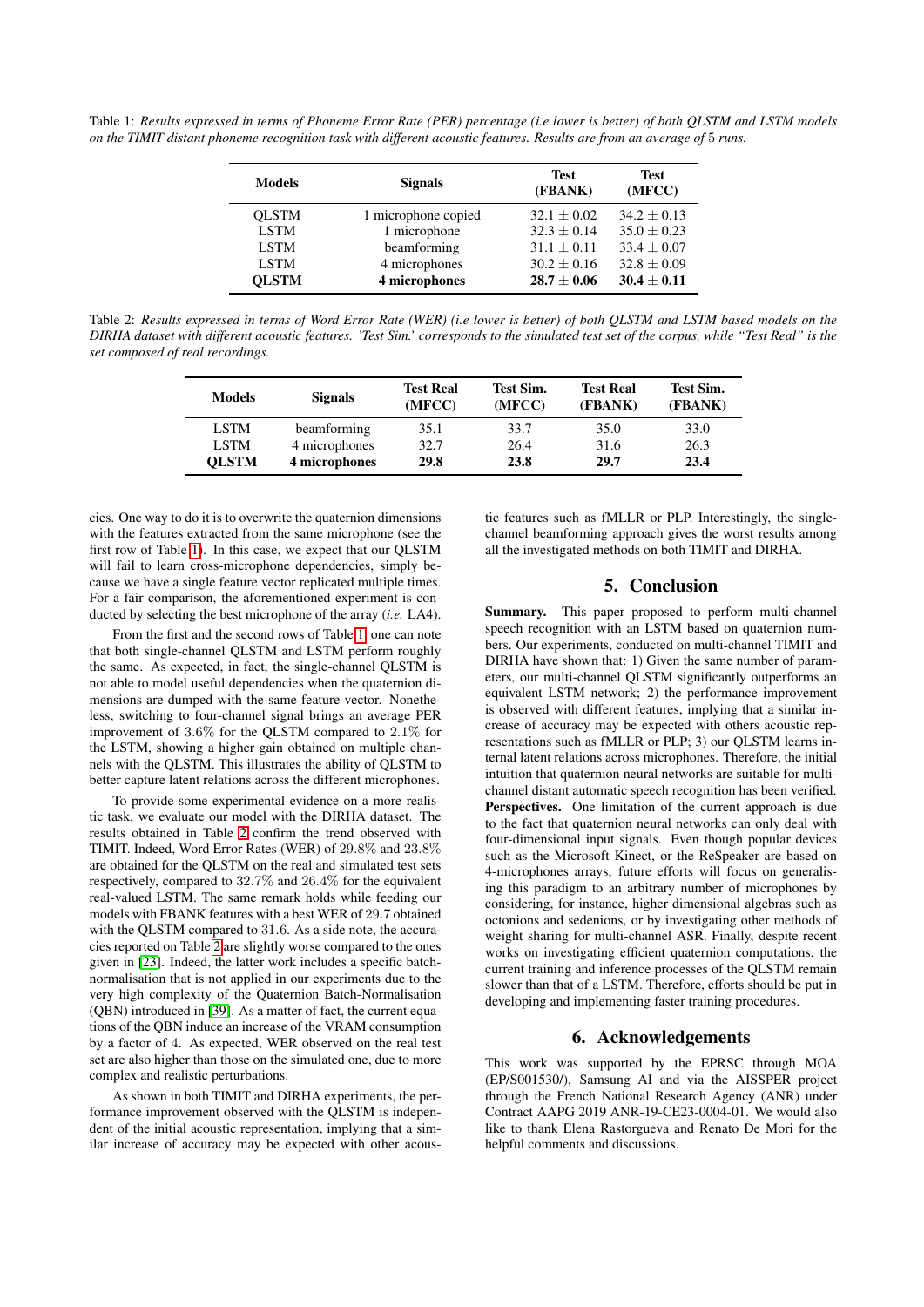Table 1: *Results expressed in terms of Phoneme Error Rate (PER) percentage (i.e lower is better) of both QLSTM and LSTM models on the TIMIT distant phoneme recognition task with different acoustic features. Results are from an average of* 5 *runs.*

| Models | Signals | Test (FBANK) | Test (MFCC) |
|---|---|---|---|
| QLSTM | 1 microphone copied | $32.1 \pm 0.02$ | $34.2 \pm 0.13$ |
| LSTM | 1 microphone | $32.3 \pm 0.14$ | $35.0 \pm 0.23$ |
| LSTM | beamforming | $31.1 \pm 0.11$ | $33.4 \pm 0.07$ |
| LSTM | 4 microphones | $30.2 \pm 0.16$ | $32.8 \pm 0.09$ |
| **QLSTM** | **4 microphones** | $\mathbf{28.7 \pm 0.06}$ | $\mathbf{30.4 \pm 0.11}$ |

Table 2: *Results expressed in terms of Word Error Rate (WER) (i.e lower is better) of both QLSTM and LSTM based models on the DIRHA dataset with different acoustic features. 'Test Sim.' corresponds to the simulated test set of the corpus, while "Test Real" is the set composed of real recordings.*

| Models | Signals | Test Real (MFCC) | Test Sim. (MFCC) | Test Real (FBANK) | Test Sim. (FBANK) |
|---|---|---|---|---|---|
| LSTM | beamforming | 35.1 | 33.7 | 35.0 | 33.0 |
| LSTM | 4 microphones | 32.7 | 26.4 | 31.6 | 26.3 |
| **QLSTM** | **4 microphones** | **29.8** | **23.8** | **29.7** | **23.4** |

cies. One way to do it is to overwrite the quaternion dimensions with the features extracted from the same microphone (see the first row of Table 1). In this case, we expect that our QLSTM will fail to learn cross-microphone dependencies, simply because we have a single feature vector replicated multiple times. For a fair comparison, the aforementioned experiment is conducted by selecting the best microphone of the array (*i.e.* LA4).

From the first and the second rows of Table 1, one can note that both single-channel QLSTM and LSTM perform roughly the same. As expected, in fact, the single-channel QLSTM is not able to model useful dependencies when the quaternion dimensions are dumped with the same feature vector. Nonetheless, switching to four-channel signal brings an average PER improvement of 3.6% for the QLSTM compared to 2.1% for the LSTM, showing a higher gain obtained on multiple channels with the QLSTM. This illustrates the ability of QLSTM to better capture latent relations across the different microphones.

To provide some experimental evidence on a more realistic task, we evaluate our model with the DIRHA dataset. The results obtained in Table 2 confirm the trend observed with TIMIT. Indeed, Word Error Rates (WER) of 29.8% and 23.8% are obtained for the QLSTM on the real and simulated test sets respectively, compared to 32.7% and 26.4% for the equivalent real-valued LSTM. The same remark holds while feeding our models with FBANK features with a best WER of 29.7 obtained with the QLSTM compared to 31.6. As a side note, the accuracies reported on Table 2 are slightly worse compared to the ones given in [23]. Indeed, the latter work includes a specific batch-normalisation that is not applied in our experiments due to the very high complexity of the Quaternion Batch-Normalisation (QBN) introduced in [39]. As a matter of fact, the current equations of the QBN induce an increase of the VRAM consumption by a factor of 4. As expected, WER observed on the real test set are also higher than those on the simulated one, due to more complex and realistic perturbations.

As shown in both TIMIT and DIRHA experiments, the performance improvement observed with the QLSTM is independent of the initial acoustic representation, implying that a similar increase of accuracy may be expected with other acoustic features such as fMLLR or PLP. Interestingly, the single-channel beamforming approach gives the worst results among all the investigated methods on both TIMIT and DIRHA.

## 5. Conclusion

**Summary.** This paper proposed to perform multi-channel speech recognition with an LSTM based on quaternion numbers. Our experiments, conducted on multi-channel TIMIT and DIRHA have shown that: 1) Given the same number of parameters, our multi-channel QLSTM significantly outperforms an equivalent LSTM network; 2) the performance improvement is observed with different features, implying that a similar increase of accuracy may be expected with others acoustic representations such as fMLLR or PLP; 3) our QLSTM learns internal latent relations across microphones. Therefore, the initial intuition that quaternion neural networks are suitable for multi-channel distant automatic speech recognition has been verified.
**Perspectives.** One limitation of the current approach is due to the fact that quaternion neural networks can only deal with four-dimensional input signals. Even though popular devices such as the Microsoft Kinect, or the ReSpeaker are based on 4-microphones arrays, future efforts will focus on generalising this paradigm to an arbitrary number of microphones by considering, for instance, higher dimensional algebras such as octonions and sedenions, or by investigating other methods of weight sharing for multi-channel ASR. Finally, despite recent works on investigating efficient quaternion computations, the current training and inference processes of the QLSTM remain slower than that of a LSTM. Therefore, efforts should be put in developing and implementing faster training procedures.

## 6. Acknowledgements

This work was supported by the EPRSC through MOA (EP/S001530/), Samsung AI and via the AISSPER project through the French National Research Agency (ANR) under Contract AAPG 2019 ANR-19-CE23-0004-01. We would also like to thank Elena Rastorgueva and Renato De Mori for the helpful comments and discussions.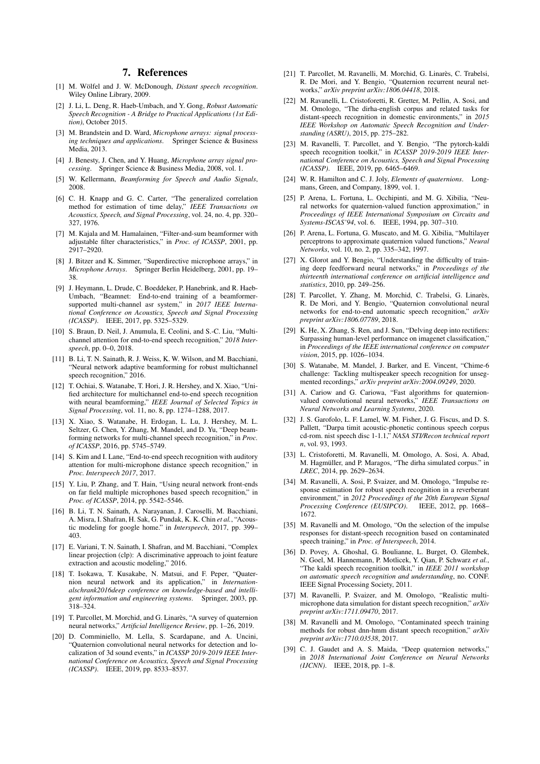# 7. References

[1] M. Wölfel and J. W. McDonough, *Distant speech recognition*. Wiley Online Library, 2009.

[2] J. Li, L. Deng, R. Haeb-Umbach, and Y. Gong, *Robust Automatic Speech Recognition - A Bridge to Practical Applications (1st Edition)*, October 2015.

[3] M. Brandstein and D. Ward, *Microphone arrays: signal processing techniques and applications*. Springer Science & Business Media, 2013.

[4] J. Benesty, J. Chen, and Y. Huang, *Microphone array signal processing*. Springer Science & Business Media, 2008, vol. 1.

[5] W. Kellermann, *Beamforming for Speech and Audio Signals*, 2008.

[6] C. H. Knapp and G. C. Carter, "The generalized correlation method for estimation of time delay," *IEEE Transactions on Acoustics, Speech, and Signal Processing*, vol. 24, no. 4, pp. 320–327, 1976.

[7] M. Kajala and M. Hamalainen, "Filter-and-sum beamformer with adjustable filter characteristics," in *Proc. of ICASSP*, 2001, pp. 2917–2920.

[8] J. Bitzer and K. Simmer, "Superdirective microphone arrays," in *Microphone Arrays*. Springer Berlin Heidelberg, 2001, pp. 19–38.

[9] J. Heymann, L. Drude, C. Boeddeker, P. Hanebrink, and R. Haeb-Umbach, "Beamnet: End-to-end training of a beamformer-supported multi-channel asr system," in *2017 IEEE International Conference on Acoustics, Speech and Signal Processing (ICASSP)*. IEEE, 2017, pp. 5325–5329.

[10] S. Braun, D. Neil, J. Anumula, E. Ceolini, and S.-C. Liu, "Multi-channel attention for end-to-end speech recognition," *2018 Interspeech*, pp. 0–0, 2018.

[11] B. Li, T. N. Sainath, R. J. Weiss, K. W. Wilson, and M. Bacchiani, "Neural network adaptive beamforming for robust multichannel speech recognition," 2016.

[12] T. Ochiai, S. Watanabe, T. Hori, J. R. Hershey, and X. Xiao, "Unified architecture for multichannel end-to-end speech recognition with neural beamforming," *IEEE Journal of Selected Topics in Signal Processing*, vol. 11, no. 8, pp. 1274–1288, 2017.

[13] X. Xiao, S. Watanabe, H. Erdogan, L. Lu, J. Hershey, M. L. Seltzer, G. Chen, Y. Zhang, M. Mandel, and D. Yu, "Deep beamforming networks for multi-channel speech recognition," in *Proc. of ICASSP*, 2016, pp. 5745–5749.

[14] S. Kim and I. Lane, "End-to-end speech recognition with auditory attention for multi-microphone distance speech recognition," in *Proc. Interspeech 2017*, 2017.

[15] Y. Liu, P. Zhang, and T. Hain, "Using neural network front-ends on far field multiple microphones based speech recognition," in *Proc. of ICASSP*, 2014, pp. 5542–5546.

[16] B. Li, T. N. Sainath, A. Narayanan, J. Caroselli, M. Bacchiani, A. Misra, I. Shafran, H. Sak, G. Pundak, K. K. Chin *et al.*, "Acoustic modeling for google home." in *Interspeech*, 2017, pp. 399–403.

[17] E. Variani, T. N. Sainath, I. Shafran, and M. Bacchiani, "Complex linear projection (clp): A discriminative approach to joint feature extraction and acoustic modeling," 2016.

[18] T. Isokawa, T. Kusakabe, N. Matsui, and F. Peper, "Quaternion neural network and its application," in *Internationalschrank2016deep conference on knowledge-based and intelligent information and engineering systems*. Springer, 2003, pp. 318–324.

[19] T. Parcollet, M. Morchid, and G. Linarès, "A survey of quaternion neural networks," *Artificial Intelligence Review*, pp. 1–26, 2019.

[20] D. Comminiello, M. Lella, S. Scardapane, and A. Uncini, "Quaternion convolutional neural networks for detection and localization of 3d sound events," in *ICASSP 2019-2019 IEEE International Conference on Acoustics, Speech and Signal Processing (ICASSP)*. IEEE, 2019, pp. 8533–8537.

[21] T. Parcollet, M. Ravanelli, M. Morchid, G. Linarès, C. Trabelsi, R. De Mori, and Y. Bengio, "Quaternion recurrent neural networks," *arXiv preprint arXiv:1806.04418*, 2018.

[22] M. Ravanelli, L. Cristoforetti, R. Gretter, M. Pellin, A. Sosi, and M. Omologo, "The dirha-english corpus and related tasks for distant-speech recognition in domestic environments," in *2015 IEEE Workshop on Automatic Speech Recognition and Understanding (ASRU)*, 2015, pp. 275–282.

[23] M. Ravanelli, T. Parcollet, and Y. Bengio, "The pytorch-kaldi speech recognition toolkit," in *ICASSP 2019-2019 IEEE International Conference on Acoustics, Speech and Signal Processing (ICASSP)*. IEEE, 2019, pp. 6465–6469.

[24] W. R. Hamilton and C. J. Joly, *Elements of quaternions*. Longmans, Green, and Company, 1899, vol. 1.

[25] P. Arena, L. Fortuna, L. Occhipinti, and M. G. Xibilia, "Neural networks for quaternion-valued function approximation," in *Proceedings of IEEE International Symposium on Circuits and Systems-ISCAS'94*, vol. 6. IEEE, 1994, pp. 307–310.

[26] P. Arena, L. Fortuna, G. Muscato, and M. G. Xibilia, "Multilayer perceptrons to approximate quaternion valued functions," *Neural Networks*, vol. 10, no. 2, pp. 335–342, 1997.

[27] X. Glorot and Y. Bengio, "Understanding the difficulty of training deep feedforward neural networks," in *Proceedings of the thirteenth international conference on artificial intelligence and statistics*, 2010, pp. 249–256.

[28] T. Parcollet, Y. Zhang, M. Morchid, C. Trabelsi, G. Linarès, R. De Mori, and Y. Bengio, "Quaternion convolutional neural networks for end-to-end automatic speech recognition," *arXiv preprint arXiv:1806.07789*, 2018.

[29] K. He, X. Zhang, S. Ren, and J. Sun, "Delving deep into rectifiers: Surpassing human-level performance on imagenet classification," in *Proceedings of the IEEE international conference on computer vision*, 2015, pp. 1026–1034.

[30] S. Watanabe, M. Mandel, J. Barker, and E. Vincent, "Chime-6 challenge: Tackling multispeaker speech recognition for unsegmented recordings," *arXiv preprint arXiv:2004.09249*, 2020.

[31] A. Cariow and G. Cariowa, "Fast algorithms for quaternion-valued convolutional neural networks," *IEEE Transactions on Neural Networks and Learning Systems*, 2020.

[32] J. S. Garofolo, L. F. Lamel, W. M. Fisher, J. G. Fiscus, and D. S. Pallett, "Darpa timit acoustic-phonetic continous speech corpus cd-rom. nist speech disc 1-1.1," *NASA STI/Recon technical report n*, vol. 93, 1993.

[33] L. Cristoforetti, M. Ravanelli, M. Omologo, A. Sosi, A. Abad, M. Hagmüller, and P. Maragos, "The dirha simulated corpus." in *LREC*, 2014, pp. 2629–2634.

[34] M. Ravanelli, A. Sosi, P. Svaizer, and M. Omologo, "Impulse response estimation for robust speech recognition in a reverberant environment," in *2012 Proceedings of the 20th European Signal Processing Conference (EUSIPCO)*. IEEE, 2012, pp. 1668–1672.

[35] M. Ravanelli and M. Omologo, "On the selection of the impulse responses for distant-speech recognition based on contaminated speech training," in *Proc. of Interspeech*, 2014.

[36] D. Povey, A. Ghoshal, G. Boulianne, L. Burget, O. Glembek, N. Goel, M. Hannemann, P. Motlicek, Y. Qian, P. Schwarz *et al.*, "The kaldi speech recognition toolkit," in *IEEE 2011 workshop on automatic speech recognition and understanding*, no. CONF. IEEE Signal Processing Society, 2011.

[37] M. Ravanelli, P. Svaizer, and M. Omologo, "Realistic multi-microphone data simulation for distant speech recognition," *arXiv preprint arXiv:1711.09470*, 2017.

[38] M. Ravanelli and M. Omologo, "Contaminated speech training methods for robust dnn-hmm distant speech recognition," *arXiv preprint arXiv:1710.03538*, 2017.

[39] C. J. Gaudet and A. S. Maida, "Deep quaternion networks," in *2018 International Joint Conference on Neural Networks (IJCNN)*. IEEE, 2018, pp. 1–8.